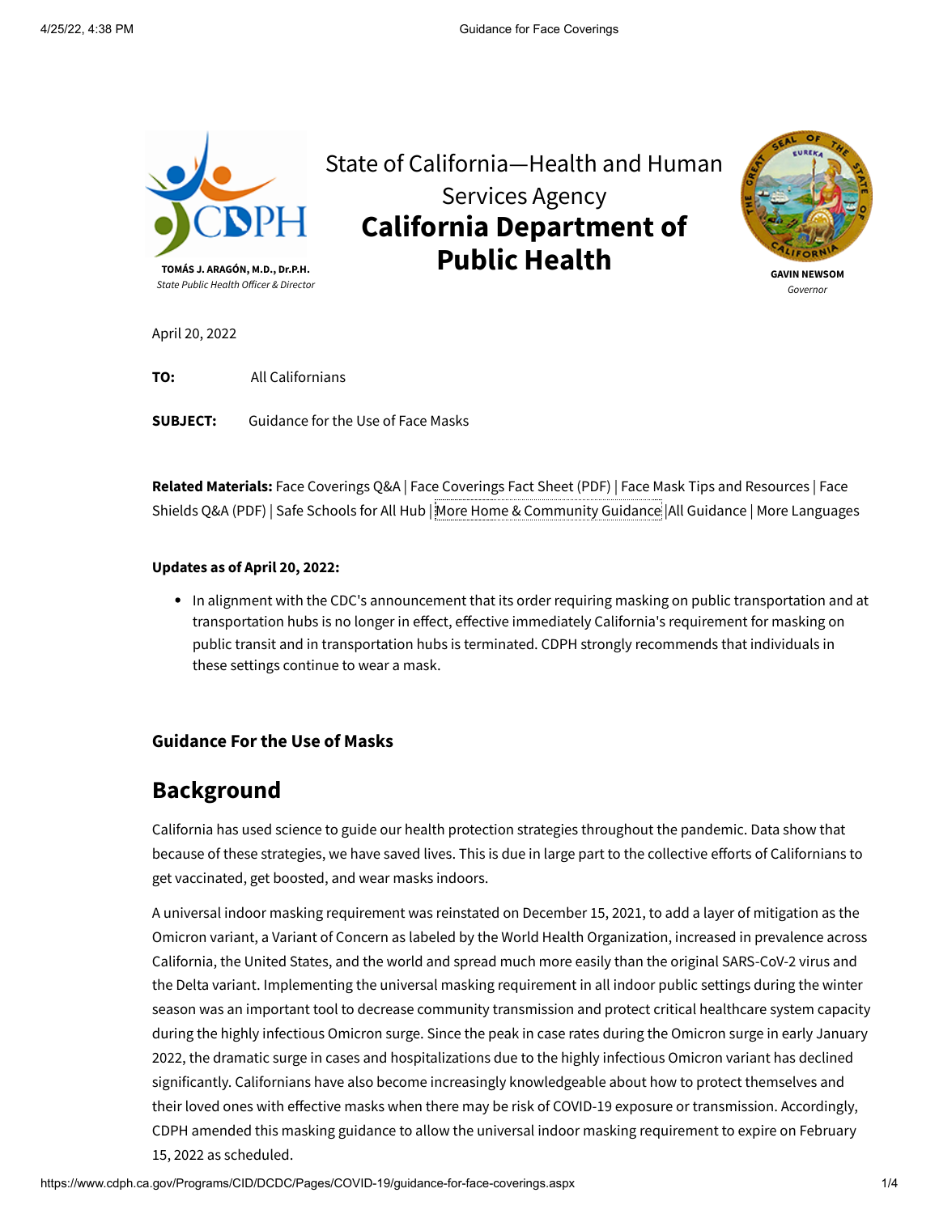**TOMÁS J. ARAGÓN, M.D., Dr.P.H.**
*State Public Health Officer & Director*

State of California—Health and Human Services Agency

# California Department of Public Health

**GAVIN NEWSOM**
*Governor*

April 20, 2022

**TO:** All Californians

**SUBJECT:** Guidance for the Use of Face Masks

**Related Materials:** Face Coverings Q&A | Face Coverings Fact Sheet (PDF) | Face Mask Tips and Resources | Face Shields Q&A (PDF) | Safe Schools for All Hub | More Home & Community Guidance | All Guidance | More Languages

**Updates as of April 20, 2022:**

- In alignment with the CDC's announcement that its order requiring masking on public transportation and at transportation hubs is no longer in effect, effective immediately California's requirement for masking on public transit and in transportation hubs is terminated. CDPH strongly recommends that individuals in these settings continue to wear a mask.

### Guidance For the Use of Masks

## Background

California has used science to guide our health protection strategies throughout the pandemic. Data show that because of these strategies, we have saved lives. This is due in large part to the collective efforts of Californians to get vaccinated, get boosted, and wear masks indoors.

A universal indoor masking requirement was reinstated on December 15, 2021, to add a layer of mitigation as the Omicron variant, a Variant of Concern as labeled by the World Health Organization, increased in prevalence across California, the United States, and the world and spread much more easily than the original SARS-CoV-2 virus and the Delta variant. Implementing the universal masking requirement in all indoor public settings during the winter season was an important tool to decrease community transmission and protect critical healthcare system capacity during the highly infectious Omicron surge. Since the peak in case rates during the Omicron surge in early January 2022, the dramatic surge in cases and hospitalizations due to the highly infectious Omicron variant has declined significantly. Californians have also become increasingly knowledgeable about how to protect themselves and their loved ones with effective masks when there may be risk of COVID-19 exposure or transmission. Accordingly, CDPH amended this masking guidance to allow the universal indoor masking requirement to expire on February 15, 2022 as scheduled.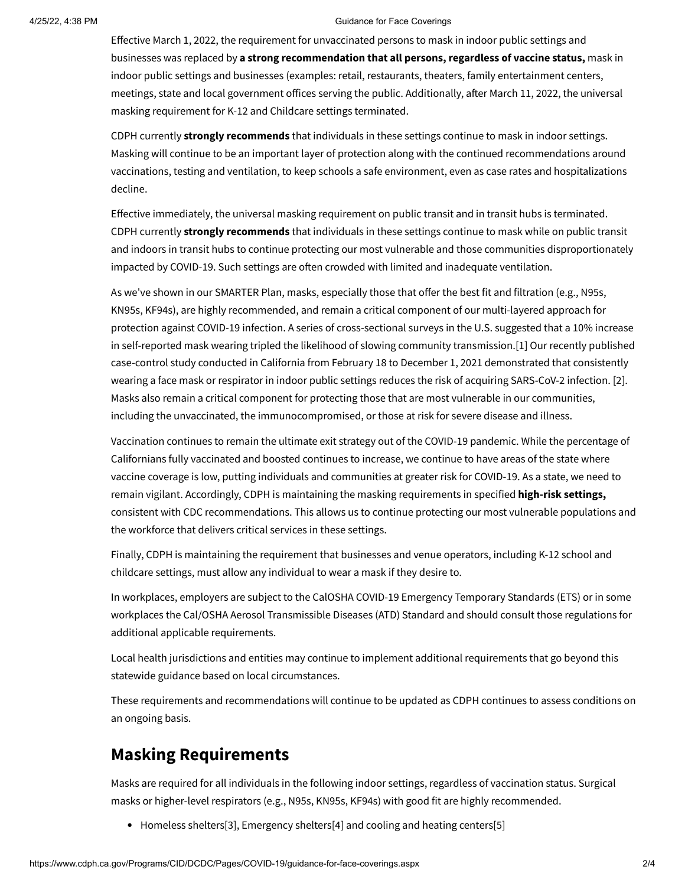Effective March 1, 2022, the requirement for unvaccinated persons to mask in indoor public settings and businesses was replaced by **a strong recommendation that all persons, regardless of vaccine status,** mask in indoor public settings and businesses (examples: retail, restaurants, theaters, family entertainment centers, meetings, state and local government offices serving the public. Additionally, after March 11, 2022, the universal masking requirement for K-12 and Childcare settings terminated.

CDPH currently **strongly recommends** that individuals in these settings continue to mask in indoor settings. Masking will continue to be an important layer of protection along with the continued recommendations around vaccinations, testing and ventilation, to keep schools a safe environment, even as case rates and hospitalizations decline.

Effective immediately, the universal masking requirement on public transit and in transit hubs is terminated. CDPH currently **strongly recommends** that individuals in these settings continue to mask while on public transit and indoors in transit hubs to continue protecting our most vulnerable and those communities disproportionately impacted by COVID-19. Such settings are often crowded with limited and inadequate ventilation.

As we've shown in our SMARTER Plan, masks, especially those that offer the best fit and filtration (e.g., N95s, KN95s, KF94s), are highly recommended, and remain a critical component of our multi-layered approach for protection against COVID-19 infection. A series of cross-sectional surveys in the U.S. suggested that a 10% increase in self-reported mask wearing tripled the likelihood of slowing community transmission.[1] Our recently published case-control study conducted in California from February 18 to December 1, 2021 demonstrated that consistently wearing a face mask or respirator in indoor public settings reduces the risk of acquiring SARS-CoV-2 infection. [2]. Masks also remain a critical component for protecting those that are most vulnerable in our communities, including the unvaccinated, the immunocompromised, or those at risk for severe disease and illness.

Vaccination continues to remain the ultimate exit strategy out of the COVID-19 pandemic. While the percentage of Californians fully vaccinated and boosted continues to increase, we continue to have areas of the state where vaccine coverage is low, putting individuals and communities at greater risk for COVID-19. As a state, we need to remain vigilant. Accordingly, CDPH is maintaining the masking requirements in specified **high-risk settings,** consistent with CDC recommendations. This allows us to continue protecting our most vulnerable populations and the workforce that delivers critical services in these settings.

Finally, CDPH is maintaining the requirement that businesses and venue operators, including K-12 school and childcare settings, must allow any individual to wear a mask if they desire to.

In workplaces, employers are subject to the CalOSHA COVID-19 Emergency Temporary Standards (ETS) or in some workplaces the Cal/OSHA Aerosol Transmissible Diseases (ATD) Standard and should consult those regulations for additional applicable requirements.

Local health jurisdictions and entities may continue to implement additional requirements that go beyond this statewide guidance based on local circumstances.

These requirements and recommendations will continue to be updated as CDPH continues to assess conditions on an ongoing basis.

## Masking Requirements

Masks are required for all individuals in the following indoor settings, regardless of vaccination status. Surgical masks or higher-level respirators (e.g., N95s, KN95s, KF94s) with good fit are highly recommended.

- Homeless shelters[3], Emergency shelters[4] and cooling and heating centers[5]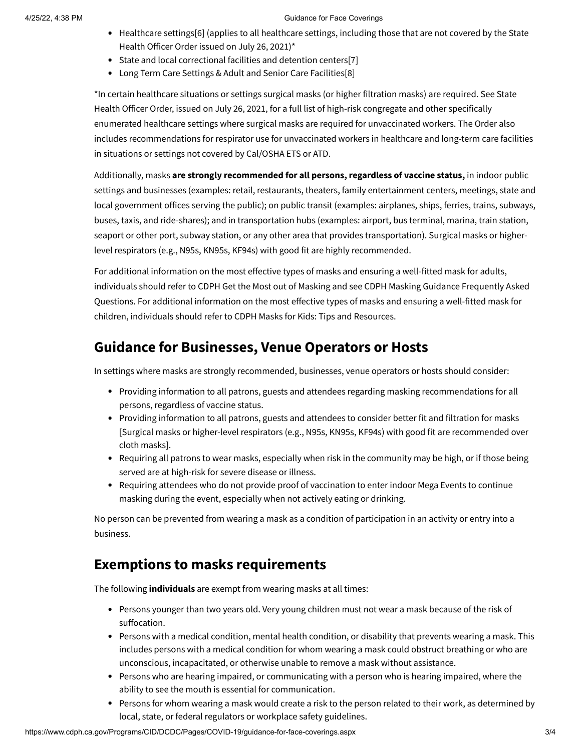- Healthcare settings[6] (applies to all healthcare settings, including those that are not covered by the State Health Officer Order issued on July 26, 2021)*
- State and local correctional facilities and detention centers[7]
- Long Term Care Settings & Adult and Senior Care Facilities[8]

*In certain healthcare situations or settings surgical masks (or higher filtration masks) are required. See State Health Officer Order, issued on July 26, 2021, for a full list of high-risk congregate and other specifically enumerated healthcare settings where surgical masks are required for unvaccinated workers. The Order also includes recommendations for respirator use for unvaccinated workers in healthcare and long-term care facilities in situations or settings not covered by Cal/OSHA ETS or ATD.

Additionally, masks **are strongly recommended for all persons, regardless of vaccine status,** in indoor public settings and businesses (examples: retail, restaurants, theaters, family entertainment centers, meetings, state and local government offices serving the public); on public transit (examples: airplanes, ships, ferries, trains, subways, buses, taxis, and ride-shares); and in transportation hubs (examples: airport, bus terminal, marina, train station, seaport or other port, subway station, or any other area that provides transportation). Surgical masks or higher-level respirators (e.g., N95s, KN95s, KF94s) with good fit are highly recommended.

For additional information on the most effective types of masks and ensuring a well-fitted mask for adults, individuals should refer to CDPH Get the Most out of Masking and see CDPH Masking Guidance Frequently Asked Questions. For additional information on the most effective types of masks and ensuring a well-fitted mask for children, individuals should refer to CDPH Masks for Kids: Tips and Resources.

## Guidance for Businesses, Venue Operators or Hosts

In settings where masks are strongly recommended, businesses, venue operators or hosts should consider:

- Providing information to all patrons, guests and attendees regarding masking recommendations for all persons, regardless of vaccine status.
- Providing information to all patrons, guests and attendees to consider better fit and filtration for masks [Surgical masks or higher-level respirators (e.g., N95s, KN95s, KF94s) with good fit are recommended over cloth masks].
- Requiring all patrons to wear masks, especially when risk in the community may be high, or if those being served are at high-risk for severe disease or illness.
- Requiring attendees who do not provide proof of vaccination to enter indoor Mega Events to continue masking during the event, especially when not actively eating or drinking.

No person can be prevented from wearing a mask as a condition of participation in an activity or entry into a business.

## Exemptions to masks requirements

The following **individuals** are exempt from wearing masks at all times:

- Persons younger than two years old. Very young children must not wear a mask because of the risk of suffocation.
- Persons with a medical condition, mental health condition, or disability that prevents wearing a mask. This includes persons with a medical condition for whom wearing a mask could obstruct breathing or who are unconscious, incapacitated, or otherwise unable to remove a mask without assistance.
- Persons who are hearing impaired, or communicating with a person who is hearing impaired, where the ability to see the mouth is essential for communication.
- Persons for whom wearing a mask would create a risk to the person related to their work, as determined by local, state, or federal regulators or workplace safety guidelines.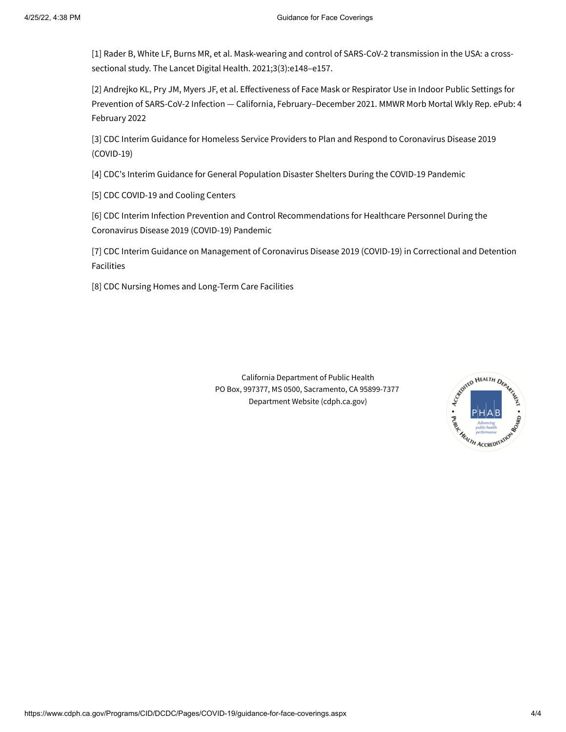[1] Rader B, White LF, Burns MR, et al. Mask-wearing and control of SARS-CoV-2 transmission in the USA: a cross-sectional study. The Lancet Digital Health. 2021;3(3):e148–e157.

[2] Andrejko KL, Pry JM, Myers JF, et al. Effectiveness of Face Mask or Respirator Use in Indoor Public Settings for Prevention of SARS-CoV-2 Infection — California, February–December 2021. MMWR Morb Mortal Wkly Rep. ePub: 4 February 2022

[3] CDC Interim Guidance for Homeless Service Providers to Plan and Respond to Coronavirus Disease 2019 (COVID-19)

[4] CDC's Interim Guidance for General Population Disaster Shelters During the COVID-19 Pandemic

[5] CDC COVID-19 and Cooling Centers

[6] CDC Interim Infection Prevention and Control Recommendations for Healthcare Personnel During the Coronavirus Disease 2019 (COVID-19) Pandemic

[7] CDC Interim Guidance on Management of Coronavirus Disease 2019 (COVID-19) in Correctional and Detention Facilities

[8] CDC Nursing Homes and Long-Term Care Facilities

California Department of Public Health
PO Box, 997377, MS 0500, Sacramento, CA 95899-7377
Department Website (cdph.ca.gov)